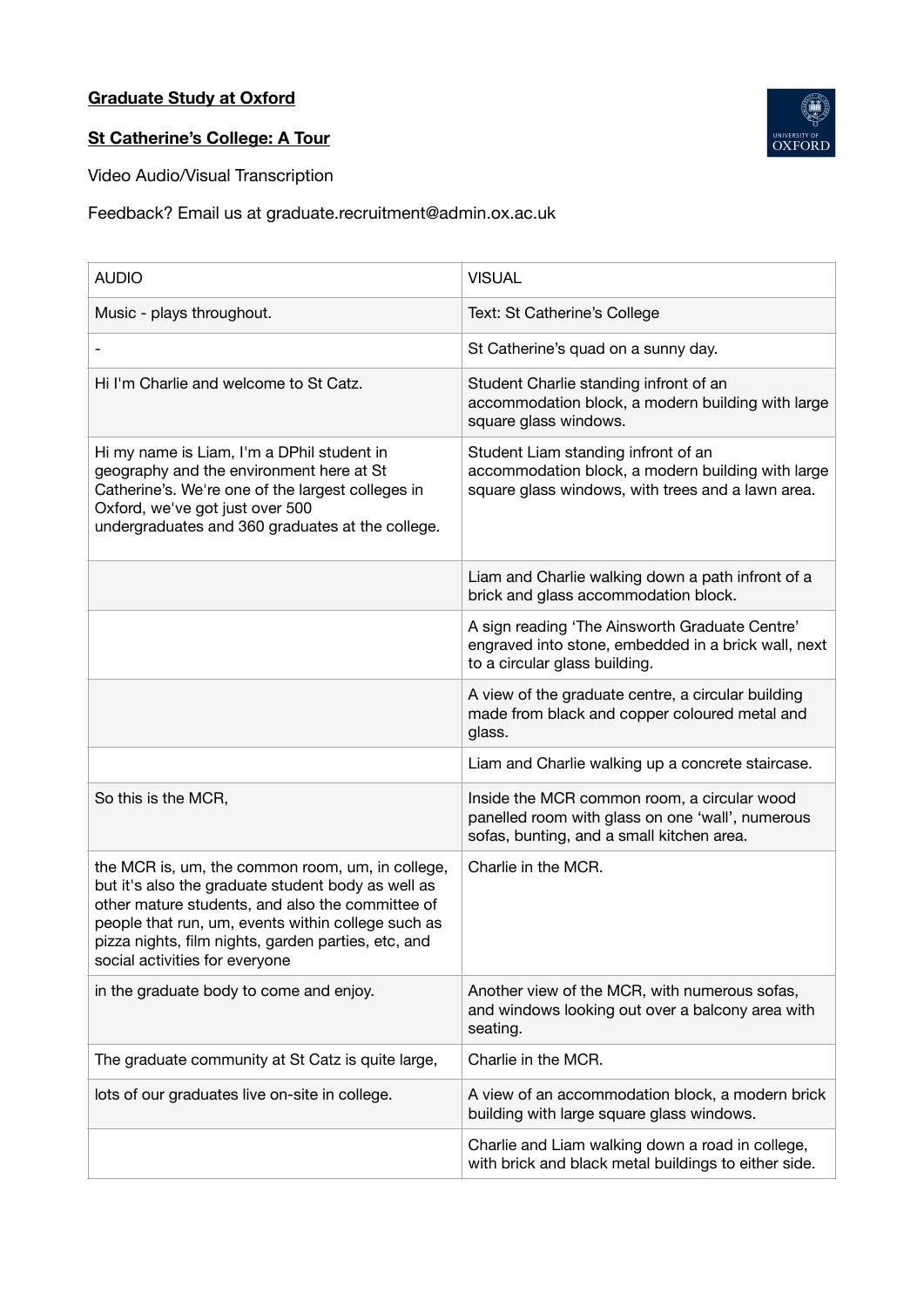**Graduate Study at Oxford**

**St Catherine's College: A Tour**

Video Audio/Visual Transcription

Feedback? Email us at graduate.recruitment@admin.ox.ac.uk

| AUDIO | VISUAL |
|---|---|
| Music - plays throughout. | Text: St Catherine's College |
| - | St Catherine's quad on a sunny day. |
| Hi I'm Charlie and welcome to St Catz. | Student Charlie standing infront of an accommodation block, a modern building with large square glass windows. |
| Hi my name is Liam, I'm a DPhil student in geography and the environment here at St Catherine's. We're one of the largest colleges in Oxford, we've got just over 500 undergraduates and 360 graduates at the college. | Student Liam standing infront of an accommodation block, a modern building with large square glass windows, with trees and a lawn area. |
| | Liam and Charlie walking down a path infront of a brick and glass accommodation block. |
| | A sign reading 'The Ainsworth Graduate Centre' engraved into stone, embedded in a brick wall, next to a circular glass building. |
| | A view of the graduate centre, a circular building made from black and copper coloured metal and glass. |
| | Liam and Charlie walking up a concrete staircase. |
| So this is the MCR, | Inside the MCR common room, a circular wood panelled room with glass on one 'wall', numerous sofas, bunting, and a small kitchen area. |
| the MCR is, um, the common room, um, in college, but it's also the graduate student body as well as other mature students, and also the committee of people that run, um, events within college such as pizza nights, film nights, garden parties, etc, and social activities for everyone | Charlie in the MCR. |
| in the graduate body to come and enjoy. | Another view of the MCR, with numerous sofas, and windows looking out over a balcony area with seating. |
| The graduate community at St Catz is quite large, | Charlie in the MCR. |
| lots of our graduates live on-site in college. | A view of an accommodation block, a modern brick building with large square glass windows. |
| | Charlie and Liam walking down a road in college, with brick and black metal buildings to either side. |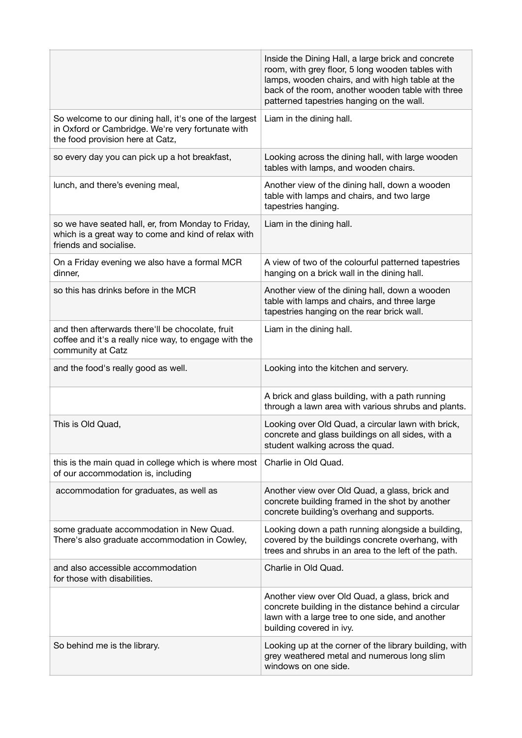| | |
|---|---|
| | Inside the Dining Hall, a large brick and concrete room, with grey floor, 5 long wooden tables with lamps, wooden chairs, and with high table at the back of the room, another wooden table with three patterned tapestries hanging on the wall. |
| So welcome to our dining hall, it's one of the largest in Oxford or Cambridge. We're very fortunate with the food provision here at Catz, | Liam in the dining hall. |
| so every day you can pick up a hot breakfast, | Looking across the dining hall, with large wooden tables with lamps, and wooden chairs. |
| lunch, and there's evening meal, | Another view of the dining hall, down a wooden table with lamps and chairs, and two large tapestries hanging. |
| so we have seated hall, er, from Monday to Friday, which is a great way to come and kind of relax with friends and socialise. | Liam in the dining hall. |
| On a Friday evening we also have a formal MCR dinner, | A view of two of the colourful patterned tapestries hanging on a brick wall in the dining hall. |
| so this has drinks before in the MCR | Another view of the dining hall, down a wooden table with lamps and chairs, and three large tapestries hanging on the rear brick wall. |
| and then afterwards there'll be chocolate, fruit coffee and it's a really nice way, to engage with the community at Catz | Liam in the dining hall. |
| and the food's really good as well. | Looking into the kitchen and servery. |
| | A brick and glass building, with a path running through a lawn area with various shrubs and plants. |
| This is Old Quad, | Looking over Old Quad, a circular lawn with brick, concrete and glass buildings on all sides, with a student walking across the quad. |
| this is the main quad in college which is where most of our accommodation is, including | Charlie in Old Quad. |
| accommodation for graduates, as well as | Another view over Old Quad, a glass, brick and concrete building framed in the shot by another concrete building's overhang and supports. |
| some graduate accommodation in New Quad. There's also graduate accommodation in Cowley, | Looking down a path running alongside a building, covered by the buildings concrete overhang, with trees and shrubs in an area to the left of the path. |
| and also accessible accommodation for those with disabilities. | Charlie in Old Quad. |
| | Another view over Old Quad, a glass, brick and concrete building in the distance behind a circular lawn with a large tree to one side, and another building covered in ivy. |
| So behind me is the library. | Looking up at the corner of the library building, with grey weathered metal and numerous long slim windows on one side. |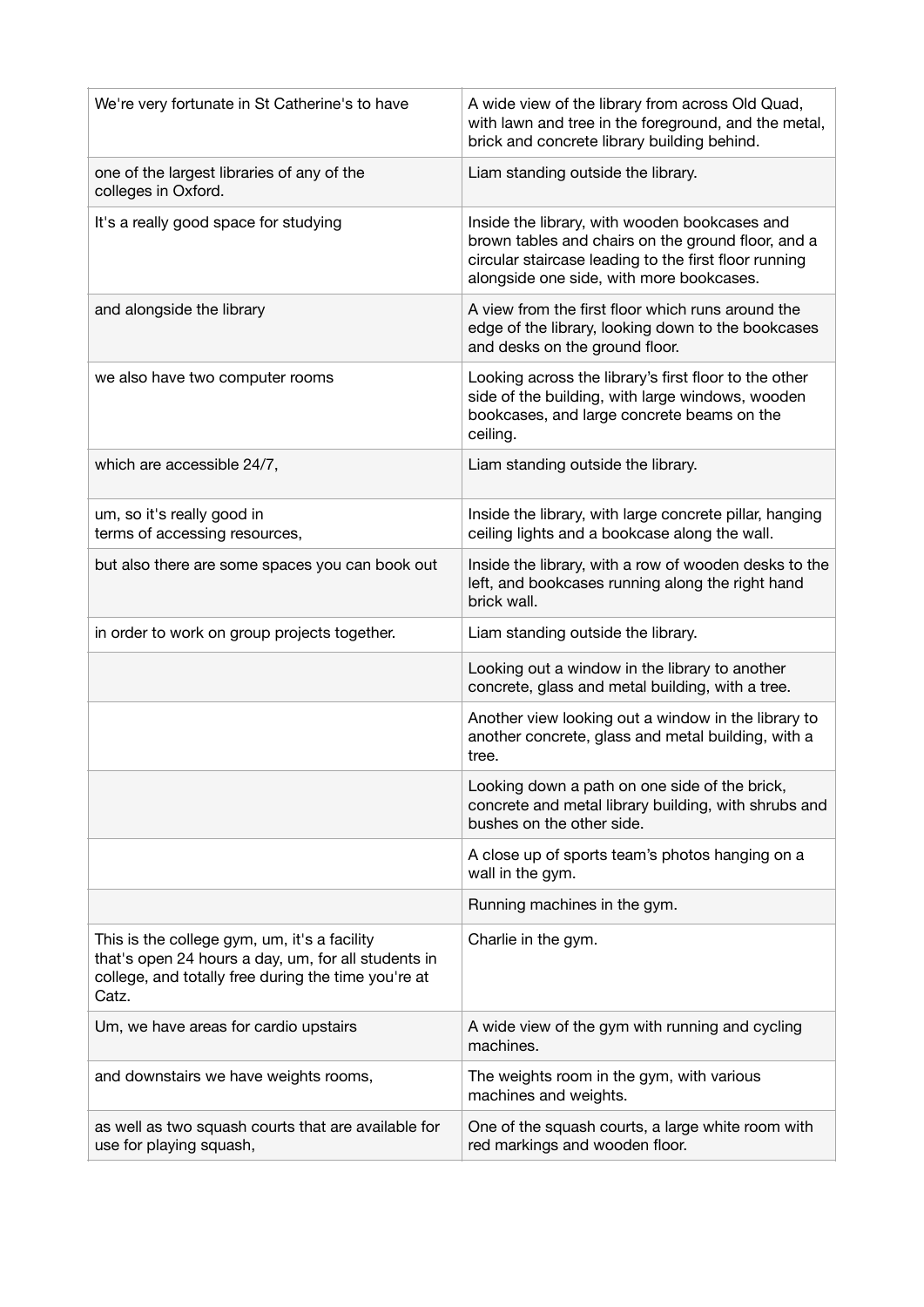| | |
|---|---|
| We're very fortunate in St Catherine's to have | A wide view of the library from across Old Quad, with lawn and tree in the foreground, and the metal, brick and concrete library building behind. |
| one of the largest libraries of any of the colleges in Oxford. | Liam standing outside the library. |
| It's a really good space for studying | Inside the library, with wooden bookcases and brown tables and chairs on the ground floor, and a circular staircase leading to the first floor running alongside one side, with more bookcases. |
| and alongside the library | A view from the first floor which runs around the edge of the library, looking down to the bookcases and desks on the ground floor. |
| we also have two computer rooms | Looking across the library's first floor to the other side of the building, with large windows, wooden bookcases, and large concrete beams on the ceiling. |
| which are accessible 24/7, | Liam standing outside the library. |
| um, so it's really good in terms of accessing resources, | Inside the library, with large concrete pillar, hanging ceiling lights and a bookcase along the wall. |
| but also there are some spaces you can book out | Inside the library, with a row of wooden desks to the left, and bookcases running along the right hand brick wall. |
| in order to work on group projects together. | Liam standing outside the library. |
| | Looking out a window in the library to another concrete, glass and metal building, with a tree. |
| | Another view looking out a window in the library to another concrete, glass and metal building, with a tree. |
| | Looking down a path on one side of the brick, concrete and metal library building, with shrubs and bushes on the other side. |
| | A close up of sports team's photos hanging on a wall in the gym. |
| | Running machines in the gym. |
| This is the college gym, um, it's a facility that's open 24 hours a day, um, for all students in college, and totally free during the time you're at Catz. | Charlie in the gym. |
| Um, we have areas for cardio upstairs | A wide view of the gym with running and cycling machines. |
| and downstairs we have weights rooms, | The weights room in the gym, with various machines and weights. |
| as well as two squash courts that are available for use for playing squash, | One of the squash courts, a large white room with red markings and wooden floor. |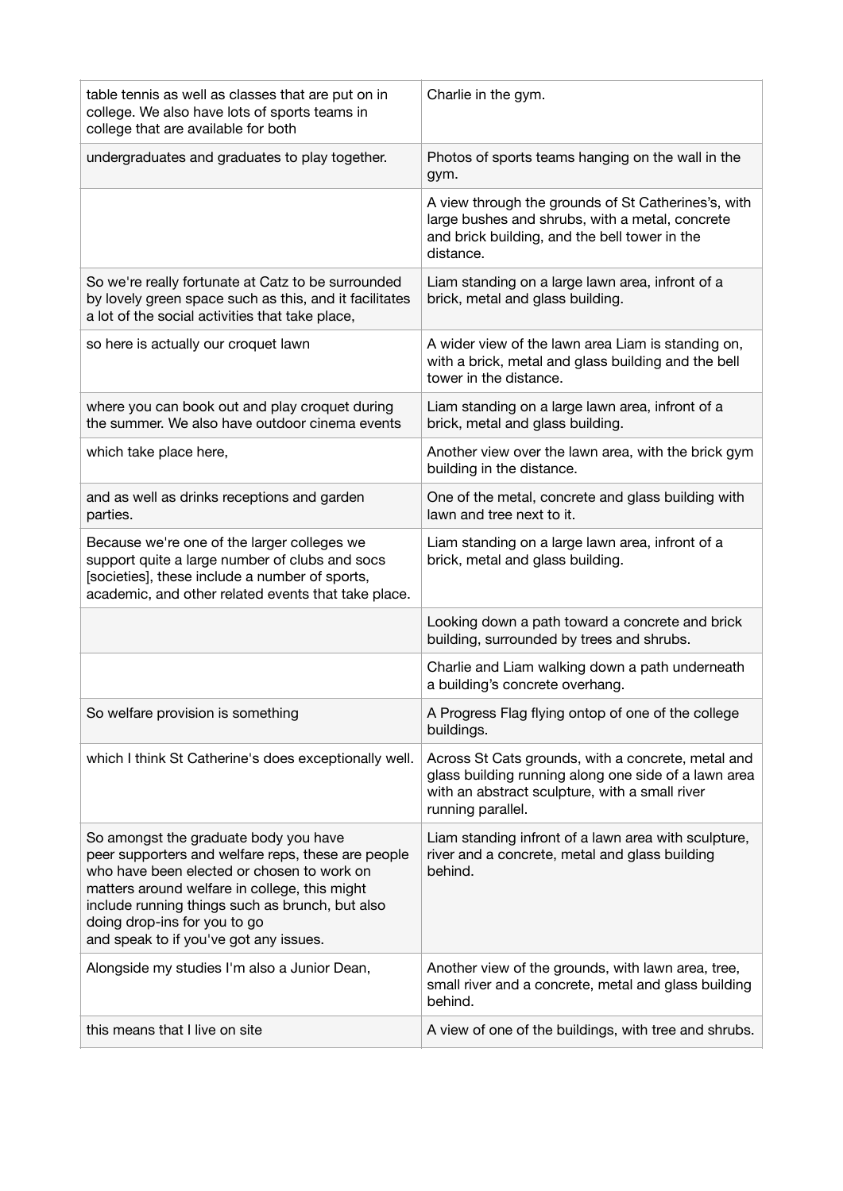| | |
|---|---|
| table tennis as well as classes that are put on in college. We also have lots of sports teams in college that are available for both | Charlie in the gym. |
| undergraduates and graduates to play together. | Photos of sports teams hanging on the wall in the gym. |
| | A view through the grounds of St Catherines's, with large bushes and shrubs, with a metal, concrete and brick building, and the bell tower in the distance. |
| So we're really fortunate at Catz to be surrounded by lovely green space such as this, and it facilitates a lot of the social activities that take place, | Liam standing on a large lawn area, infront of a brick, metal and glass building. |
| so here is actually our croquet lawn | A wider view of the lawn area Liam is standing on, with a brick, metal and glass building and the bell tower in the distance. |
| where you can book out and play croquet during the summer. We also have outdoor cinema events | Liam standing on a large lawn area, infront of a brick, metal and glass building. |
| which take place here, | Another view over the lawn area, with the brick gym building in the distance. |
| and as well as drinks receptions and garden parties. | One of the metal, concrete and glass building with lawn and tree next to it. |
| Because we're one of the larger colleges we support quite a large number of clubs and socs [societies], these include a number of sports, academic, and other related events that take place. | Liam standing on a large lawn area, infront of a brick, metal and glass building. |
| | Looking down a path toward a concrete and brick building, surrounded by trees and shrubs. |
| | Charlie and Liam walking down a path underneath a building's concrete overhang. |
| So welfare provision is something | A Progress Flag flying ontop of one of the college buildings. |
| which I think St Catherine's does exceptionally well. | Across St Cats grounds, with a concrete, metal and glass building running along one side of a lawn area with an abstract sculpture, with a small river running parallel. |
| So amongst the graduate body you have peer supporters and welfare reps, these are people who have been elected or chosen to work on matters around welfare in college, this might include running things such as brunch, but also doing drop-ins for you to go and speak to if you've got any issues. | Liam standing infront of a lawn area with sculpture, river and a concrete, metal and glass building behind. |
| Alongside my studies I'm also a Junior Dean, | Another view of the grounds, with lawn area, tree, small river and a concrete, metal and glass building behind. |
| this means that I live on site | A view of one of the buildings, with tree and shrubs. |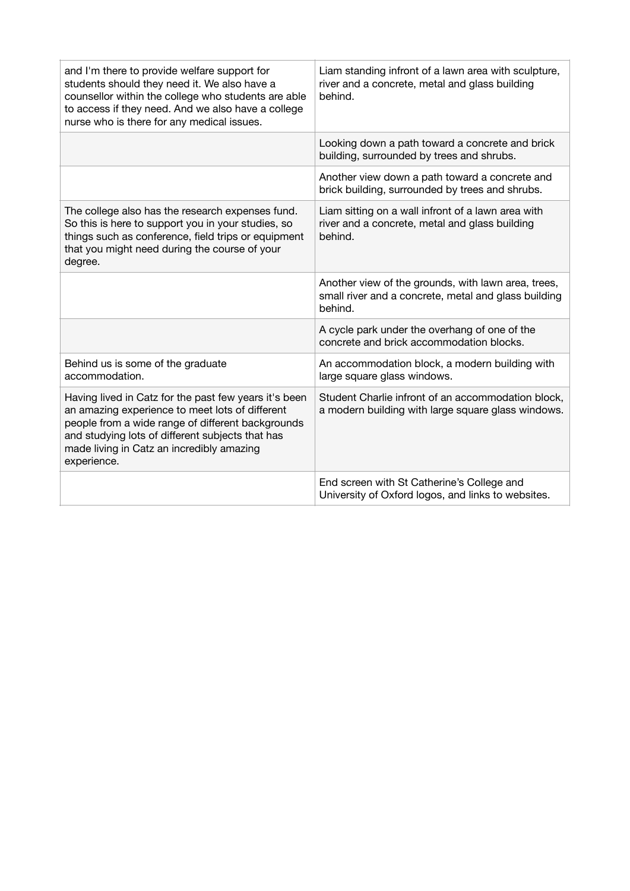| | |
|---|---|
| and I'm there to provide welfare support for students should they need it. We also have a counsellor within the college who students are able to access if they need. And we also have a college nurse who is there for any medical issues. | Liam standing infront of a lawn area with sculpture, river and a concrete, metal and glass building behind. |
| | Looking down a path toward a concrete and brick building, surrounded by trees and shrubs. |
| | Another view down a path toward a concrete and brick building, surrounded by trees and shrubs. |
| The college also has the research expenses fund. So this is here to support you in your studies, so things such as conference, field trips or equipment that you might need during the course of your degree. | Liam sitting on a wall infront of a lawn area with river and a concrete, metal and glass building behind. |
| | Another view of the grounds, with lawn area, trees, small river and a concrete, metal and glass building behind. |
| | A cycle park under the overhang of one of the concrete and brick accommodation blocks. |
| Behind us is some of the graduate accommodation. | An accommodation block, a modern building with large square glass windows. |
| Having lived in Catz for the past few years it's been an amazing experience to meet lots of different people from a wide range of different backgrounds and studying lots of different subjects that has made living in Catz an incredibly amazing experience. | Student Charlie infront of an accommodation block, a modern building with large square glass windows. |
| | End screen with St Catherine's College and University of Oxford logos, and links to websites. |